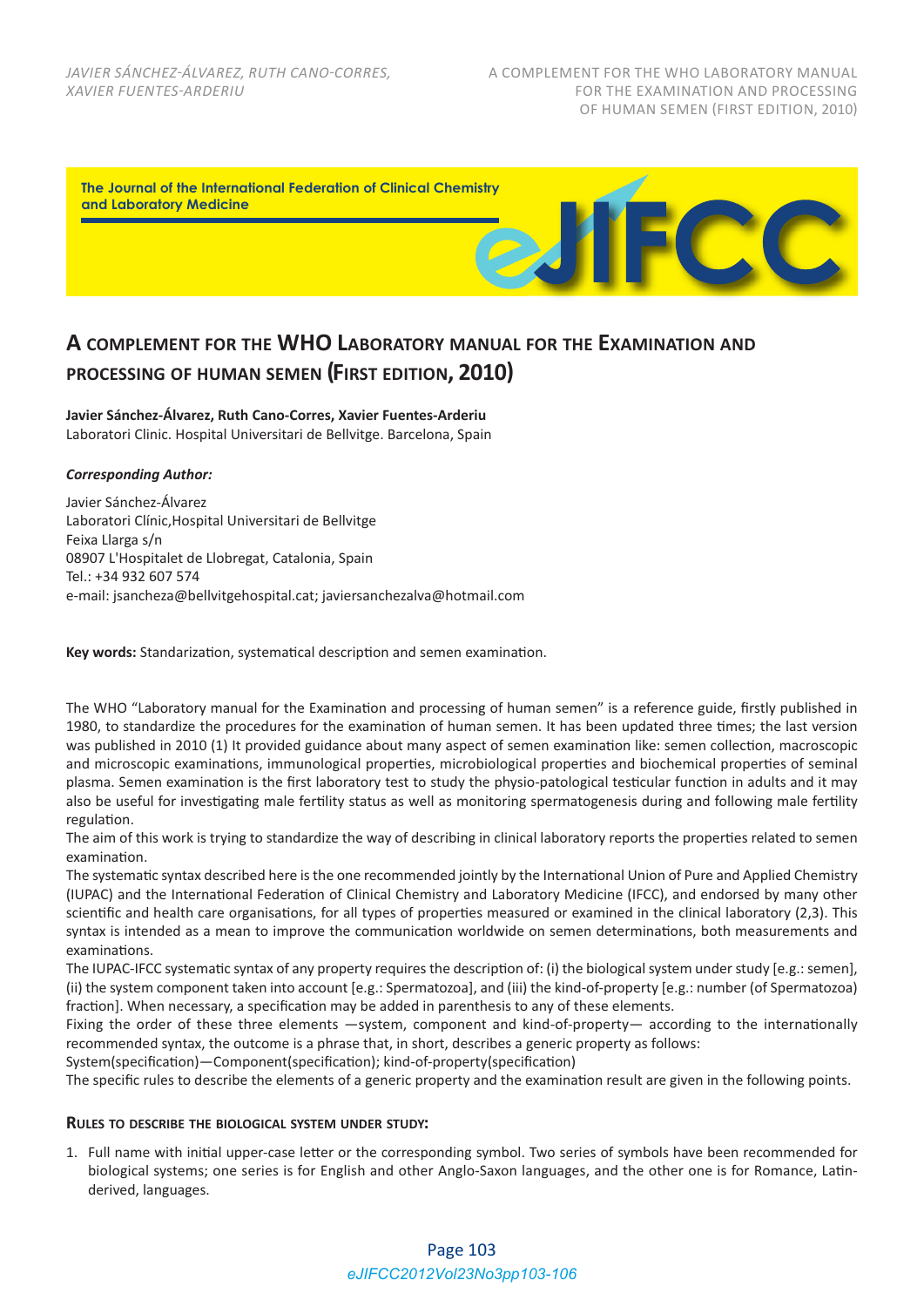The Journal of the International Federation of Clinical Chemistry and Laboratory Medicine

# A complement for the WHO Laboratory manual for the Examination and processing of human semen (First edition, 2010)

**Javier Sánchez-Álvarez, Ruth Cano-Corres, Xavier Fuentes-Arderiu**
Laboratori Clinic. Hospital Universitari de Bellvitge. Barcelona, Spain

***Corresponding Author:***

Javier Sánchez-Álvarez
Laboratori Clínic,Hospital Universitari de Bellvitge
Feixa Llarga s/n
08907 L'Hospitalet de Llobregat, Catalonia, Spain
Tel.: +34 932 607 574
e-mail: jsancheza@bellvitgehospital.cat; javiersanchezalva@hotmail.com

**Key words:** Standarization, systematical description and semen examination.

The WHO "Laboratory manual for the Examination and processing of human semen" is a reference guide, firstly published in 1980, to standardize the procedures for the examination of human semen. It has been updated three times; the last version was published in 2010 (1) It provided guidance about many aspect of semen examination like: semen collection, macroscopic and microscopic examinations, immunological properties, microbiological properties and biochemical properties of seminal plasma. Semen examination is the first laboratory test to study the physio-patological testicular function in adults and it may also be useful for investigating male fertility status as well as monitoring spermatogenesis during and following male fertility regulation.

The aim of this work is trying to standardize the way of describing in clinical laboratory reports the properties related to semen examination.

The systematic syntax described here is the one recommended jointly by the International Union of Pure and Applied Chemistry (IUPAC) and the International Federation of Clinical Chemistry and Laboratory Medicine (IFCC), and endorsed by many other scientific and health care organisations, for all types of properties measured or examined in the clinical laboratory (2,3). This syntax is intended as a mean to improve the communication worldwide on semen determinations, both measurements and examinations.

The IUPAC-IFCC systematic syntax of any property requires the description of: (i) the biological system under study [e.g.: semen], (ii) the system component taken into account [e.g.: Spermatozoa], and (iii) the kind-of-property [e.g.: number (of Spermatozoa) fraction]. When necessary, a specification may be added in parenthesis to any of these elements.

Fixing the order of these three elements —system, component and kind-of-property— according to the internationally recommended syntax, the outcome is a phrase that, in short, describes a generic property as follows:

System(specification)—Component(specification); kind-of-property(specification)

The specific rules to describe the elements of a generic property and the examination result are given in the following points.

### Rules to describe the biological system under study:

1. Full name with initial upper-case letter or the corresponding symbol. Two series of symbols have been recommended for biological systems; one series is for English and other Anglo-Saxon languages, and the other one is for Romance, Latin-derived, languages.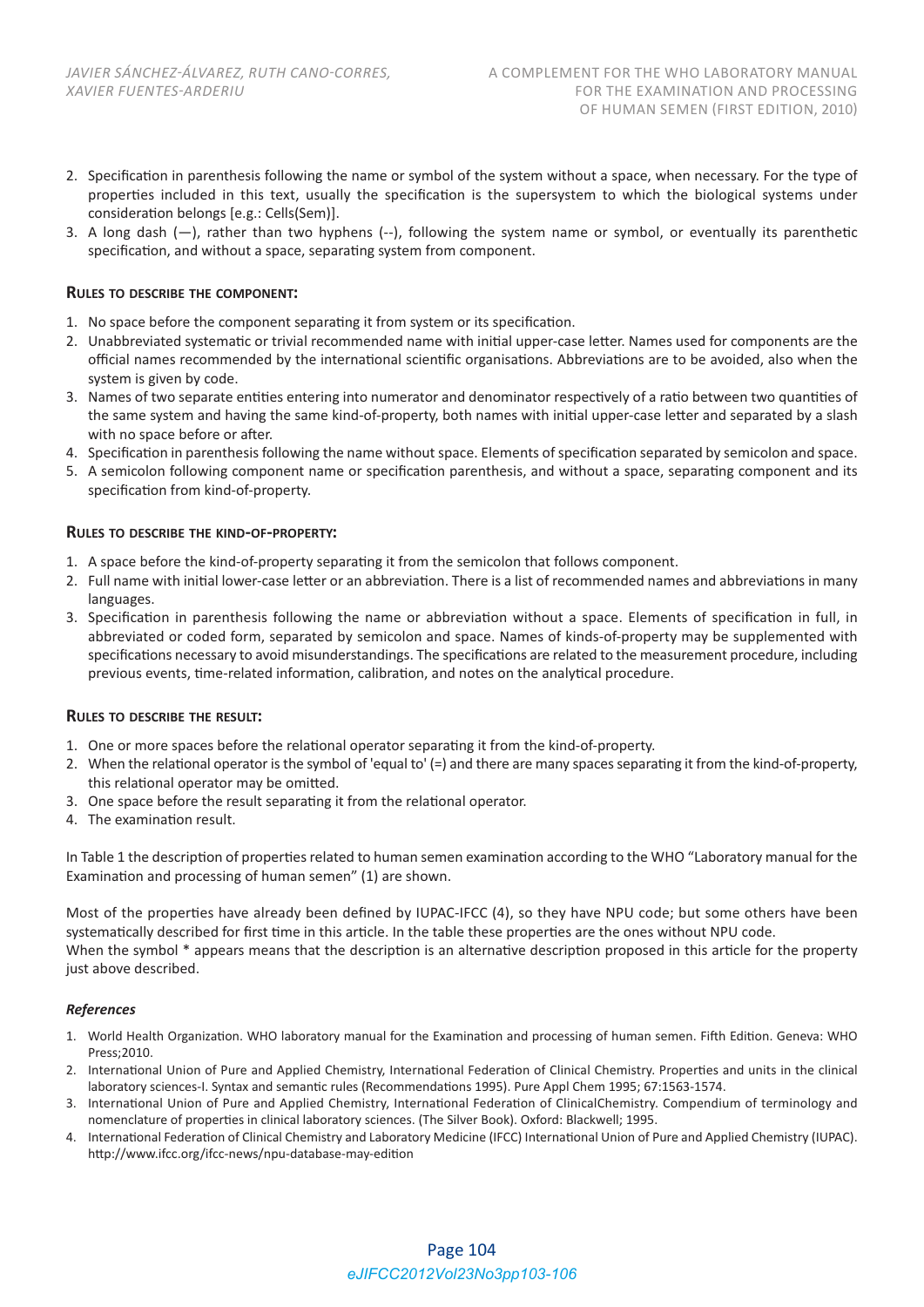2. Specification in parenthesis following the name or symbol of the system without a space, when necessary. For the type of properties included in this text, usually the specification is the supersystem to which the biological systems under consideration belongs [e.g.: Cells(Sem)].
3. A long dash (—), rather than two hyphens (--), following the system name or symbol, or eventually its parenthetic specification, and without a space, separating system from component.

### Rules to describe the component:

1. No space before the component separating it from system or its specification.
2. Unabbreviated systematic or trivial recommended name with initial upper-case letter. Names used for components are the official names recommended by the international scientific organisations. Abbreviations are to be avoided, also when the system is given by code.
3. Names of two separate entities entering into numerator and denominator respectively of a ratio between two quantities of the same system and having the same kind-of-property, both names with initial upper-case letter and separated by a slash with no space before or after.
4. Specification in parenthesis following the name without space. Elements of specification separated by semicolon and space.
5. A semicolon following component name or specification parenthesis, and without a space, separating component and its specification from kind-of-property.

### Rules to describe the kind-of-property:

1. A space before the kind-of-property separating it from the semicolon that follows component.
2. Full name with initial lower-case letter or an abbreviation. There is a list of recommended names and abbreviations in many languages.
3. Specification in parenthesis following the name or abbreviation without a space. Elements of specification in full, in abbreviated or coded form, separated by semicolon and space. Names of kinds-of-property may be supplemented with specifications necessary to avoid misunderstandings. The specifications are related to the measurement procedure, including previous events, time-related information, calibration, and notes on the analytical procedure.

### Rules to describe the result:

1. One or more spaces before the relational operator separating it from the kind-of-property.
2. When the relational operator is the symbol of 'equal to' (=) and there are many spaces separating it from the kind-of-property, this relational operator may be omitted.
3. One space before the result separating it from the relational operator.
4. The examination result.

In Table 1 the description of properties related to human semen examination according to the WHO "Laboratory manual for the Examination and processing of human semen" (1) are shown.

Most of the properties have already been defined by IUPAC-IFCC (4), so they have NPU code; but some others have been systematically described for first time in this article. In the table these properties are the ones without NPU code.
When the symbol * appears means that the description is an alternative description proposed in this article for the property just above described.

### *References*

1. World Health Organization. WHO laboratory manual for the Examination and processing of human semen. Fifth Edition. Geneva: WHO Press;2010.
2. International Union of Pure and Applied Chemistry, International Federation of Clinical Chemistry. Properties and units in the clinical laboratory sciences-I. Syntax and semantic rules (Recommendations 1995). Pure Appl Chem 1995; 67:1563-1574.
3. International Union of Pure and Applied Chemistry, International Federation of ClinicalChemistry. Compendium of terminology and nomenclature of properties in clinical laboratory sciences. (The Silver Book). Oxford: Blackwell; 1995.
4. International Federation of Clinical Chemistry and Laboratory Medicine (IFCC) International Union of Pure and Applied Chemistry (IUPAC). http://www.ifcc.org/ifcc-news/npu-database-may-edition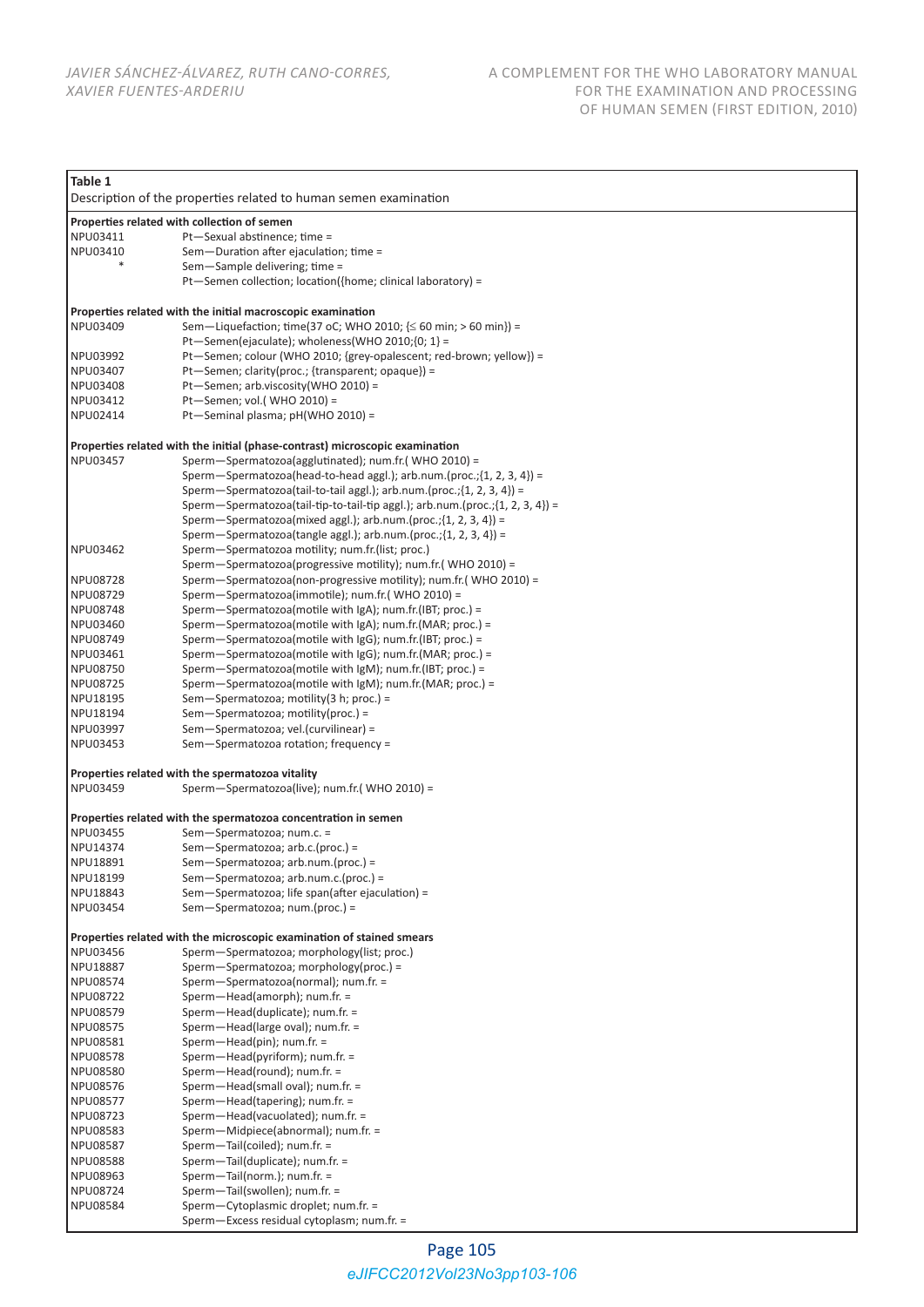**Table 1**

Description of the properties related to human semen examination

| | |
|---|---|
| **Properties related with collection of semen** | |
| NPU03411 | Pt—Sexual abstinence; time = |
| NPU03410 | Sem—Duration after ejaculation; time = |
| * | Sem—Sample delivering; time = |
| | Pt—Semen collection; location({home; clinical laboratory) = |
| **Properties related with the initial macroscopic examination** | |
| NPU03409 | Sem—Liquefaction; time(37 oC; WHO 2010; {≤ 60 min; > 60 min}) = |
| | Pt—Semen(ejaculate); wholeness(WHO 2010;{0; 1} = |
| NPU03992 | Pt—Semen; colour (WHO 2010; {grey-opalescent; red-brown; yellow}) = |
| NPU03407 | Pt—Semen; clarity(proc.; {transparent; opaque}) = |
| NPU03408 | Pt—Semen; arb.viscosity(WHO 2010) = |
| NPU03412 | Pt—Semen; vol.( WHO 2010) = |
| NPU02414 | Pt—Seminal plasma; pH(WHO 2010) = |
| **Properties related with the initial (phase-contrast) microscopic examination** | |
| NPU03457 | Sperm—Spermatozoa(agglutinated); num.fr.( WHO 2010) = |
| | Sperm—Spermatozoa(head-to-head aggl.); arb.num.(proc.;{1, 2, 3, 4}) = |
| | Sperm—Spermatozoa(tail-to-tail aggl.); arb.num.(proc.;{1, 2, 3, 4}) = |
| | Sperm—Spermatozoa(tail-tip-to-tail-tip aggl.); arb.num.(proc.;{1, 2, 3, 4}) = |
| | Sperm—Spermatozoa(mixed aggl.); arb.num.(proc.;{1, 2, 3, 4}) = |
| | Sperm—Spermatozoa(tangle aggl.); arb.num.(proc.;{1, 2, 3, 4}) = |
| NPU03462 | Sperm—Spermatozoa motility; num.fr.(list; proc.) |
| | Sperm—Spermatozoa(progressive motility); num.fr.( WHO 2010) = |
| NPU08728 | Sperm—Spermatozoa(non-progressive motility); num.fr.( WHO 2010) = |
| NPU08729 | Sperm—Spermatozoa(immotile); num.fr.( WHO 2010) = |
| NPU08748 | Sperm—Spermatozoa(motile with IgA); num.fr.(IBT; proc.) = |
| NPU03460 | Sperm—Spermatozoa(motile with IgA); num.fr.(MAR; proc.) = |
| NPU08749 | Sperm—Spermatozoa(motile with IgG); num.fr.(IBT; proc.) = |
| NPU03461 | Sperm—Spermatozoa(motile with IgG); num.fr.(MAR; proc.) = |
| NPU08750 | Sperm—Spermatozoa(motile with IgM); num.fr.(IBT; proc.) = |
| NPU08725 | Sperm—Spermatozoa(motile with IgM); num.fr.(MAR; proc.) = |
| NPU18195 | Sem—Spermatozoa; motility(3 h; proc.) = |
| NPU18194 | Sem—Spermatozoa; motility(proc.) = |
| NPU03997 | Sem—Spermatozoa; vel.(curvilinear) = |
| NPU03453 | Sem—Spermatozoa rotation; frequency = |
| **Properties related with the spermatozoa vitality** | |
| NPU03459 | Sperm—Spermatozoa(live); num.fr.( WHO 2010) = |
| **Properties related with the spermatozoa concentration in semen** | |
| NPU03455 | Sem—Spermatozoa; num.c. = |
| NPU14374 | Sem—Spermatozoa; arb.c.(proc.) = |
| NPU18891 | Sem—Spermatozoa; arb.num.(proc.) = |
| NPU18199 | Sem—Spermatozoa; arb.num.c.(proc.) = |
| NPU18843 | Sem—Spermatozoa; life span(after ejaculation) = |
| NPU03454 | Sem—Spermatozoa; num.(proc.) = |
| **Properties related with the microscopic examination of stained smears** | |
| NPU03456 | Sperm—Spermatozoa; morphology(list; proc.) |
| NPU18887 | Sperm—Spermatozoa; morphology(proc.) = |
| NPU08574 | Sperm—Spermatozoa(normal); num.fr. = |
| NPU08722 | Sperm—Head(amorph); num.fr. = |
| NPU08579 | Sperm—Head(duplicate); num.fr. = |
| NPU08575 | Sperm—Head(large oval); num.fr. = |
| NPU08581 | Sperm—Head(pin); num.fr. = |
| NPU08578 | Sperm—Head(pyriform); num.fr. = |
| NPU08580 | Sperm—Head(round); num.fr. = |
| NPU08576 | Sperm—Head(small oval); num.fr. = |
| NPU08577 | Sperm—Head(tapering); num.fr. = |
| NPU08723 | Sperm—Head(vacuolated); num.fr. = |
| NPU08583 | Sperm—Midpiece(abnormal); num.fr. = |
| NPU08587 | Sperm—Tail(coiled); num.fr. = |
| NPU08588 | Sperm—Tail(duplicate); num.fr. = |
| NPU08963 | Sperm—Tail(norm.); num.fr. = |
| NPU08724 | Sperm—Tail(swollen); num.fr. = |
| NPU08584 | Sperm—Cytoplasmic droplet; num.fr. = |
| | Sperm—Excess residual cytoplasm; num.fr. = |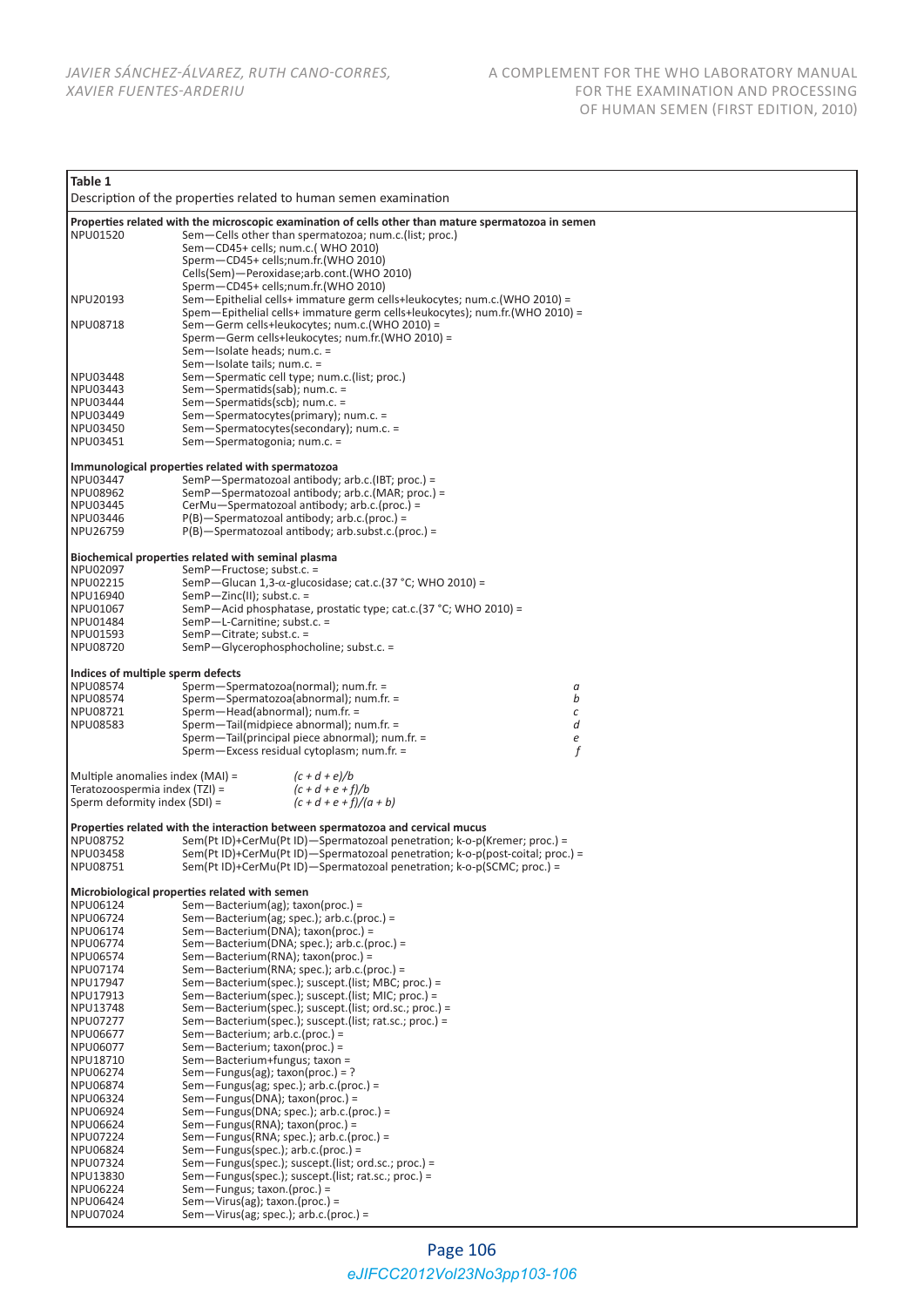**Table 1**

Description of the properties related to human semen examination

| | | |
|---|---|---|
| **Properties related with the microscopic examination of cells other than mature spermatozoa in semen** | | |
| NPU01520 | Sem—Cells other than spermatozoa; num.c.(list; proc.) | |
| | Sem—CD45+ cells; num.c.( WHO 2010) | |
| | Sperm—CD45+ cells;num.fr.(WHO 2010) | |
| | Cells(Sem)—Peroxidase;arb.cont.(WHO 2010) | |
| | Sperm—CD45+ cells;num.fr.(WHO 2010) | |
| NPU20193 | Sem—Epithelial cells+ immature germ cells+leukocytes; num.c.(WHO 2010) = | |
| | Spem—Epithelial cells+ immature germ cells+leukocytes); num.fr.(WHO 2010) = | |
| NPU08718 | Sem—Germ cells+leukocytes; num.c.(WHO 2010) = | |
| | Sperm—Germ cells+leukocytes; num.fr.(WHO 2010) = | |
| | Sem—Isolate heads; num.c. = | |
| | Sem—Isolate tails; num.c. = | |
| NPU03448 | Sem—Spermatic cell type; num.c.(list; proc.) | |
| NPU03443 | Sem—Spermatids(sab); num.c. = | |
| NPU03444 | Sem—Spermatids(scb); num.c. = | |
| NPU03449 | Sem—Spermatocytes(primary); num.c. = | |
| NPU03450 | Sem—Spermatocytes(secondary); num.c. = | |
| NPU03451 | Sem—Spermatogonia; num.c. = | |
| **Immunological properties related with spermatozoa** | | |
| NPU03447 | SemP—Spermatozoal antibody; arb.c.(IBT; proc.) = | |
| NPU08962 | SemP—Spermatozoal antibody; arb.c.(MAR; proc.) = | |
| NPU03445 | CerMu—Spermatozoal antibody; arb.c.(proc.) = | |
| NPU03446 | P(B)—Spermatozoal antibody; arb.c.(proc.) = | |
| NPU26759 | P(B)—Spermatozoal antibody; arb.subst.c.(proc.) = | |
| **Biochemical properties related with seminal plasma** | | |
| NPU02097 | SemP—Fructose; subst.c. = | |
| NPU02215 | SemP—Glucan 1,3-α-glucosidase; cat.c.(37 °C; WHO 2010) = | |
| NPU16940 | SemP—Zinc(II); subst.c. = | |
| NPU01067 | SemP—Acid phosphatase, prostatic type; cat.c.(37 °C; WHO 2010) = | |
| NPU01484 | SemP—L-Carnitine; subst.c. = | |
| NPU01593 | SemP—Citrate; subst.c. = | |
| NPU08720 | SemP—Glycerophosphocholine; subst.c. = | |
| **Indices of multiple sperm defects** | | |
| NPU08574 | Sperm—Spermatozoa(normal); num.fr. = | *a* |
| NPU08574 | Sperm—Spermatozoa(abnormal); num.fr. = | *b* |
| NPU08721 | Sperm—Head(abnormal); num.fr. = | *c* |
| NPU08583 | Sperm—Tail(midpiece abnormal); num.fr. = | *d* |
| | Sperm—Tail(principal piece abnormal); num.fr. = | *e* |
| | Sperm—Excess residual cytoplasm; num.fr. = | *f* |
| Multiple anomalies index (MAI) = | $(c + d + e)/b$ | |
| Teratozoospermia index (TZI) = | $(c + d + e + f)/b$ | |
| Sperm deformity index (SDI) = | $(c + d + e + f)/(a + b)$ | |
| **Properties related with the interaction between spermatozoa and cervical mucus** | | |
| NPU08752 | Sem(Pt ID)+CerMu(Pt ID)—Spermatozoal penetration; k-o-p(Kremer; proc.) = | |
| NPU03458 | Sem(Pt ID)+CerMu(Pt ID)—Spermatozoal penetration; k-o-p(post-coital; proc.) = | |
| NPU08751 | Sem(Pt ID)+CerMu(Pt ID)—Spermatozoal penetration; k-o-p(SCMC; proc.) = | |
| **Microbiological properties related with semen** | | |
| NPU06124 | Sem—Bacterium(ag); taxon(proc.) = | |
| NPU06724 | Sem—Bacterium(ag; spec.); arb.c.(proc.) = | |
| NPU06174 | Sem—Bacterium(DNA); taxon(proc.) = | |
| NPU06774 | Sem—Bacterium(DNA; spec.); arb.c.(proc.) = | |
| NPU06574 | Sem—Bacterium(RNA); taxon(proc.) = | |
| NPU07174 | Sem—Bacterium(RNA; spec.); arb.c.(proc.) = | |
| NPU17947 | Sem—Bacterium(spec.); suscept.(list; MBC; proc.) = | |
| NPU17913 | Sem—Bacterium(spec.); suscept.(list; MIC; proc.) = | |
| NPU13748 | Sem—Bacterium(spec.); suscept.(list; ord.sc.; proc.) = | |
| NPU07277 | Sem—Bacterium(spec.); suscept.(list; rat.sc.; proc.) = | |
| NPU06677 | Sem—Bacterium; arb.c.(proc.) = | |
| NPU06077 | Sem—Bacterium; taxon(proc.) = | |
| NPU18710 | Sem—Bacterium+fungus; taxon = | |
| NPU06274 | Sem—Fungus(ag); taxon(proc.) = ? | |
| NPU06874 | Sem—Fungus(ag; spec.); arb.c.(proc.) = | |
| NPU06324 | Sem—Fungus(DNA); taxon(proc.) = | |
| NPU06924 | Sem—Fungus(DNA; spec.); arb.c.(proc.) = | |
| NPU06624 | Sem—Fungus(RNA); taxon(proc.) = | |
| NPU07224 | Sem—Fungus(RNA; spec.); arb.c.(proc.) = | |
| NPU06824 | Sem—Fungus(spec.); arb.c.(proc.) = | |
| NPU07324 | Sem—Fungus(spec.); suscept.(list; ord.sc.; proc.) = | |
| NPU13830 | Sem—Fungus(spec.); suscept.(list; rat.sc.; proc.) = | |
| NPU06224 | Sem—Fungus; taxon.(proc.) = | |
| NPU06424 | Sem—Virus(ag); taxon.(proc.) = | |
| NPU07024 | Sem—Virus(ag; spec.); arb.c.(proc.) = | |